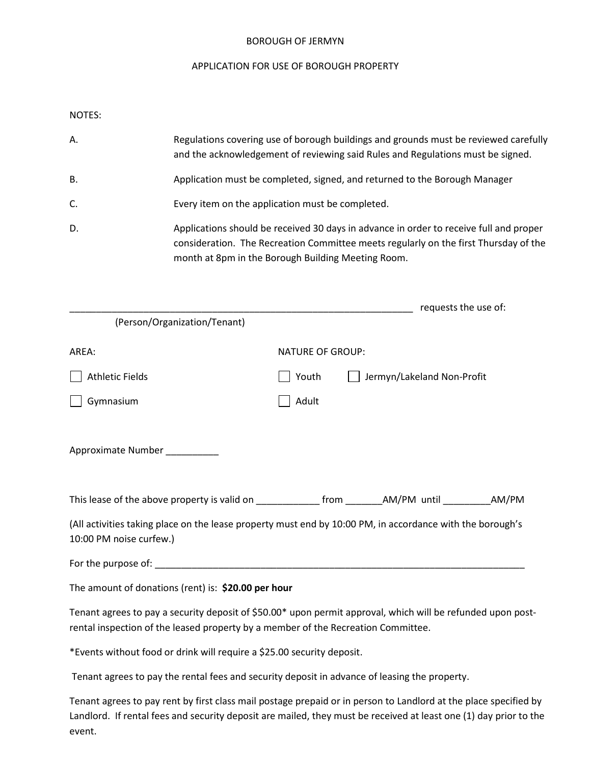BOROUGH OF JERMYN

APPLICATION FOR USE OF BOROUGH PROPERTY

NOTES:

A. Regulations covering use of borough buildings and grounds must be reviewed carefully and the acknowledgement of reviewing said Rules and Regulations must be signed.

B. Application must be completed, signed, and returned to the Borough Manager

C. Every item on the application must be completed.

D. Applications should be received 30 days in advance in order to receive full and proper consideration. The Recreation Committee meets regularly on the first Thursday of the month at 8pm in the Borough Building Meeting Room.

____________________________________________________________________ requests the use of:
(Person/Organization/Tenant)

AREA:

☐ Athletic Fields

☐ Gymnasium

NATURE OF GROUP:

☐ Youth ☐ Jermyn/Lakeland Non-Profit

☐ Adult

Approximate Number __________

This lease of the above property is valid on ____________ from _______AM/PM until _________AM/PM

(All activities taking place on the lease property must end by 10:00 PM, in accordance with the borough's 10:00 PM noise curfew.)

For the purpose of: ___________________________________________________________________________

The amount of donations (rent) is: **$20.00 per hour**

Tenant agrees to pay a security deposit of $50.00* upon permit approval, which will be refunded upon post-rental inspection of the leased property by a member of the Recreation Committee.

*Events without food or drink will require a $25.00 security deposit.

Tenant agrees to pay the rental fees and security deposit in advance of leasing the property.

Tenant agrees to pay rent by first class mail postage prepaid or in person to Landlord at the place specified by Landlord. If rental fees and security deposit are mailed, they must be received at least one (1) day prior to the event.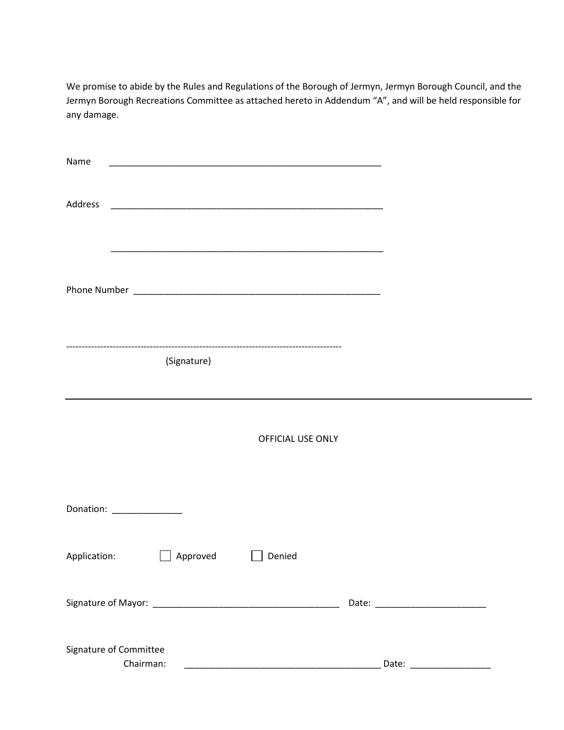We promise to abide by the Rules and Regulations of the Borough of Jermyn, Jermyn Borough Council, and the Jermyn Borough Recreations Committee as attached hereto in Addendum "A", and will be held responsible for any damage.

Name ________________________________________________________

Address ________________________________________________________

________________________________________________________

Phone Number ___________________________________________________

------------------------------------------------------------------------------------------

(Signature)

---

OFFICIAL USE ONLY

Donation: ______________

Application: ☐ Approved ☐ Denied

Signature of Mayor: _____________________________________ Date: ______________________

Signature of Committee Chairman: ________________________________________ Date: ________________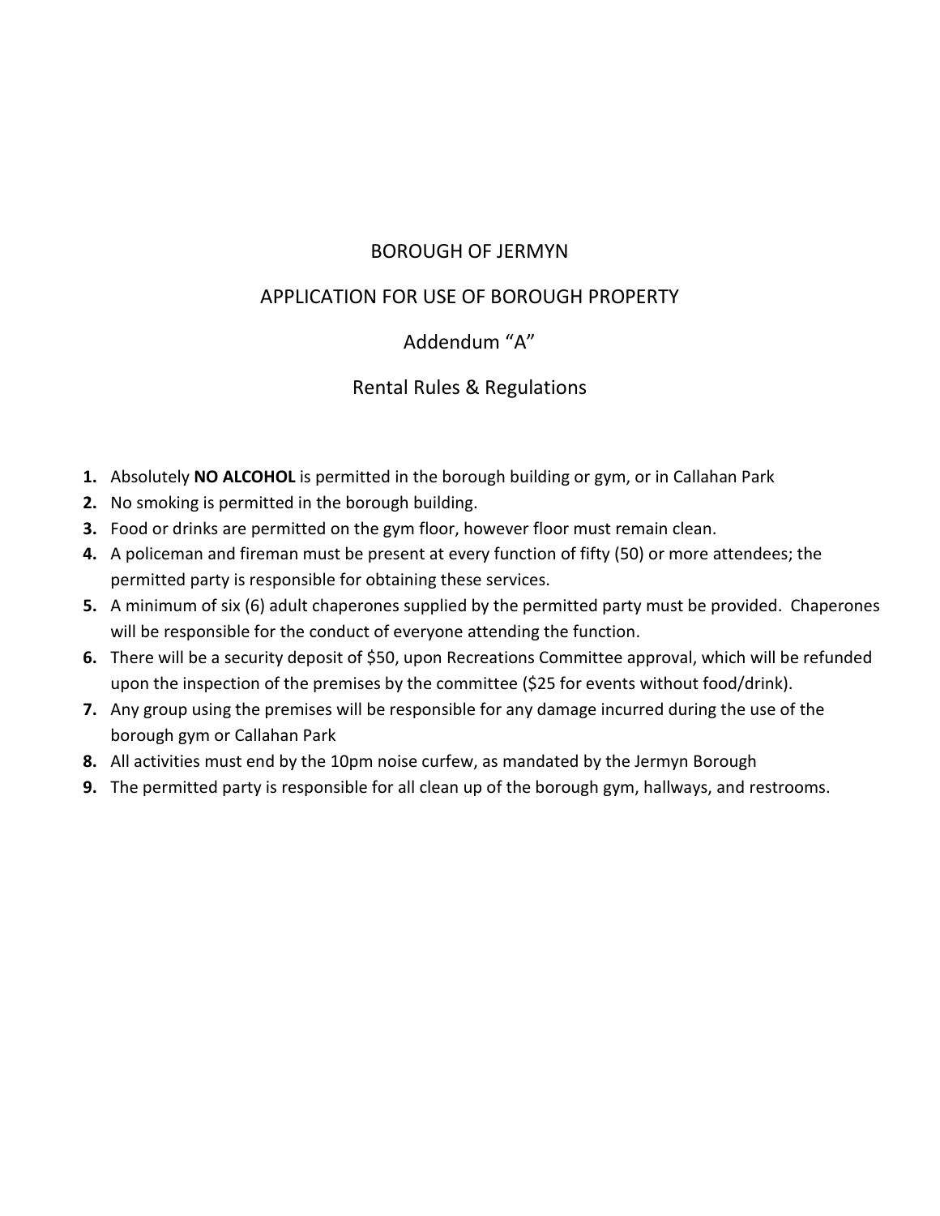# BOROUGH OF JERMYN

## APPLICATION FOR USE OF BOROUGH PROPERTY

## Addendum "A"

## Rental Rules & Regulations

1. Absolutely **NO ALCOHOL** is permitted in the borough building or gym, or in Callahan Park
2. No smoking is permitted in the borough building.
3. Food or drinks are permitted on the gym floor, however floor must remain clean.
4. A policeman and fireman must be present at every function of fifty (50) or more attendees; the permitted party is responsible for obtaining these services.
5. A minimum of six (6) adult chaperones supplied by the permitted party must be provided. Chaperones will be responsible for the conduct of everyone attending the function.
6. There will be a security deposit of $50, upon Recreations Committee approval, which will be refunded upon the inspection of the premises by the committee ($25 for events without food/drink).
7. Any group using the premises will be responsible for any damage incurred during the use of the borough gym or Callahan Park
8. All activities must end by the 10pm noise curfew, as mandated by the Jermyn Borough
9. The permitted party is responsible for all clean up of the borough gym, hallways, and restrooms.